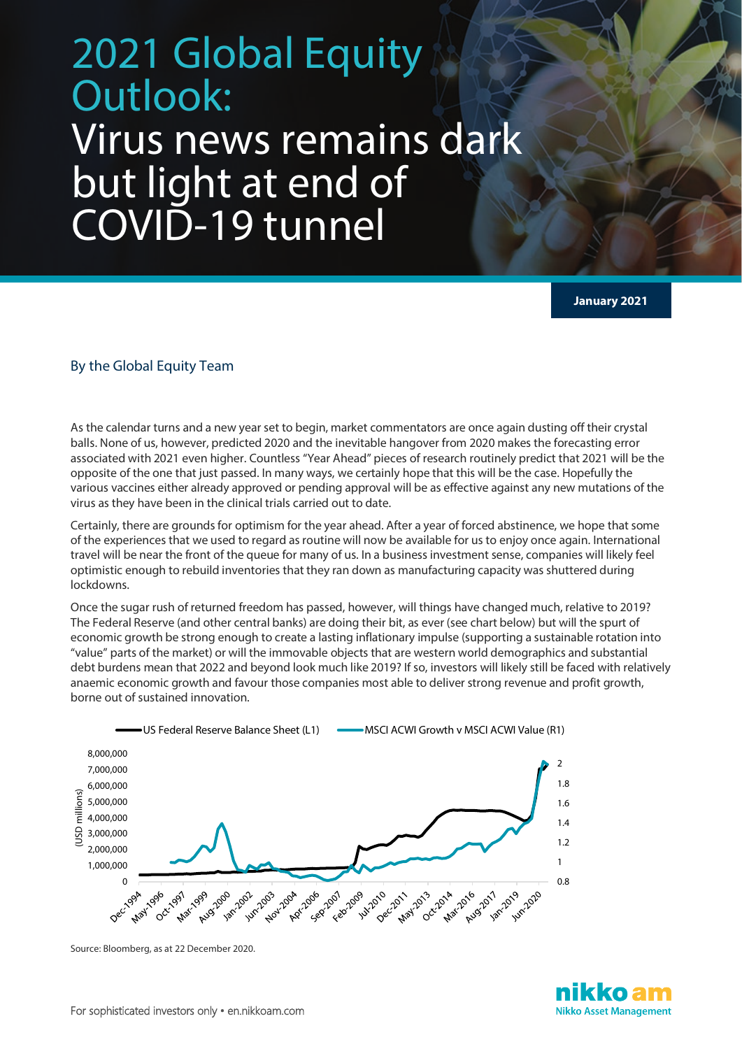# 2021 Global Equity Outlook:

# Virus news remains dark but light at end of COVID-19 tunnel

**January 2021**

By the Global Equity Team

As the calendar turns and a new year set to begin, market commentators are once again dusting off their crystal balls. None of us, however, predicted 2020 and the inevitable hangover from 2020 makes the forecasting error associated with 2021 even higher. Countless "Year Ahead" pieces of research routinely predict that 2021 will be the opposite of the one that just passed. In many ways, we certainly hope that this will be the case. Hopefully the various vaccines either already approved or pending approval will be as effective against any new mutations of the virus as they have been in the clinical trials carried out to date.

Certainly, there are grounds for optimism for the year ahead. After a year of forced abstinence, we hope that some of the experiences that we used to regard as routine will now be available for us to enjoy once again. International travel will be near the front of the queue for many of us. In a business investment sense, companies will likely feel optimistic enough to rebuild inventories that they ran down as manufacturing capacity was shuttered during lockdowns.

Once the sugar rush of returned freedom has passed, however, will things have changed much, relative to 2019? The Federal Reserve (and other central banks) are doing their bit, as ever (see chart below) but will the spurt of economic growth be strong enough to create a lasting inflationary impulse (supporting a sustainable rotation into "value" parts of the market) or will the immovable objects that are western world demographics and substantial debt burdens mean that 2022 and beyond look much like 2019? If so, investors will likely still be faced with relatively anaemic economic growth and favour those companies most able to deliver strong revenue and profit growth, borne out of sustained innovation.

Source: Bloomberg, as at 22 December 2020.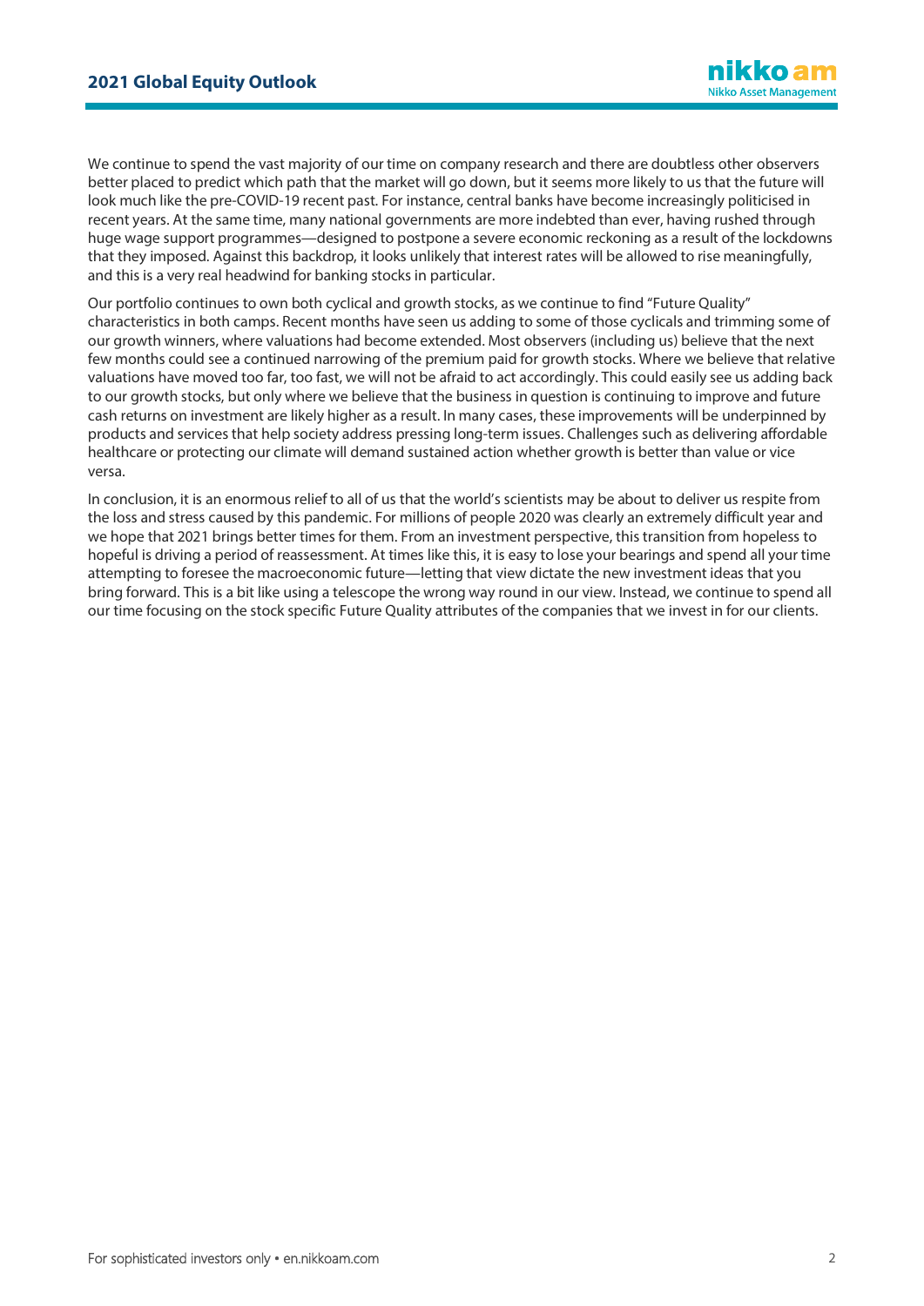We continue to spend the vast majority of our time on company research and there are doubtless other observers better placed to predict which path that the market will go down, but it seems more likely to us that the future will look much like the pre-COVID-19 recent past. For instance, central banks have become increasingly politicised in recent years. At the same time, many national governments are more indebted than ever, having rushed through huge wage support programmes—designed to postpone a severe economic reckoning as a result of the lockdowns that they imposed. Against this backdrop, it looks unlikely that interest rates will be allowed to rise meaningfully, and this is a very real headwind for banking stocks in particular.

Our portfolio continues to own both cyclical and growth stocks, as we continue to find "Future Quality" characteristics in both camps. Recent months have seen us adding to some of those cyclicals and trimming some of our growth winners, where valuations had become extended. Most observers (including us) believe that the next few months could see a continued narrowing of the premium paid for growth stocks. Where we believe that relative valuations have moved too far, too fast, we will not be afraid to act accordingly. This could easily see us adding back to our growth stocks, but only where we believe that the business in question is continuing to improve and future cash returns on investment are likely higher as a result. In many cases, these improvements will be underpinned by products and services that help society address pressing long-term issues. Challenges such as delivering affordable healthcare or protecting our climate will demand sustained action whether growth is better than value or vice versa.

In conclusion, it is an enormous relief to all of us that the world's scientists may be about to deliver us respite from the loss and stress caused by this pandemic. For millions of people 2020 was clearly an extremely difficult year and we hope that 2021 brings better times for them. From an investment perspective, this transition from hopeless to hopeful is driving a period of reassessment. At times like this, it is easy to lose your bearings and spend all your time attempting to foresee the macroeconomic future—letting that view dictate the new investment ideas that you bring forward. This is a bit like using a telescope the wrong way round in our view. Instead, we continue to spend all our time focusing on the stock specific Future Quality attributes of the companies that we invest in for our clients.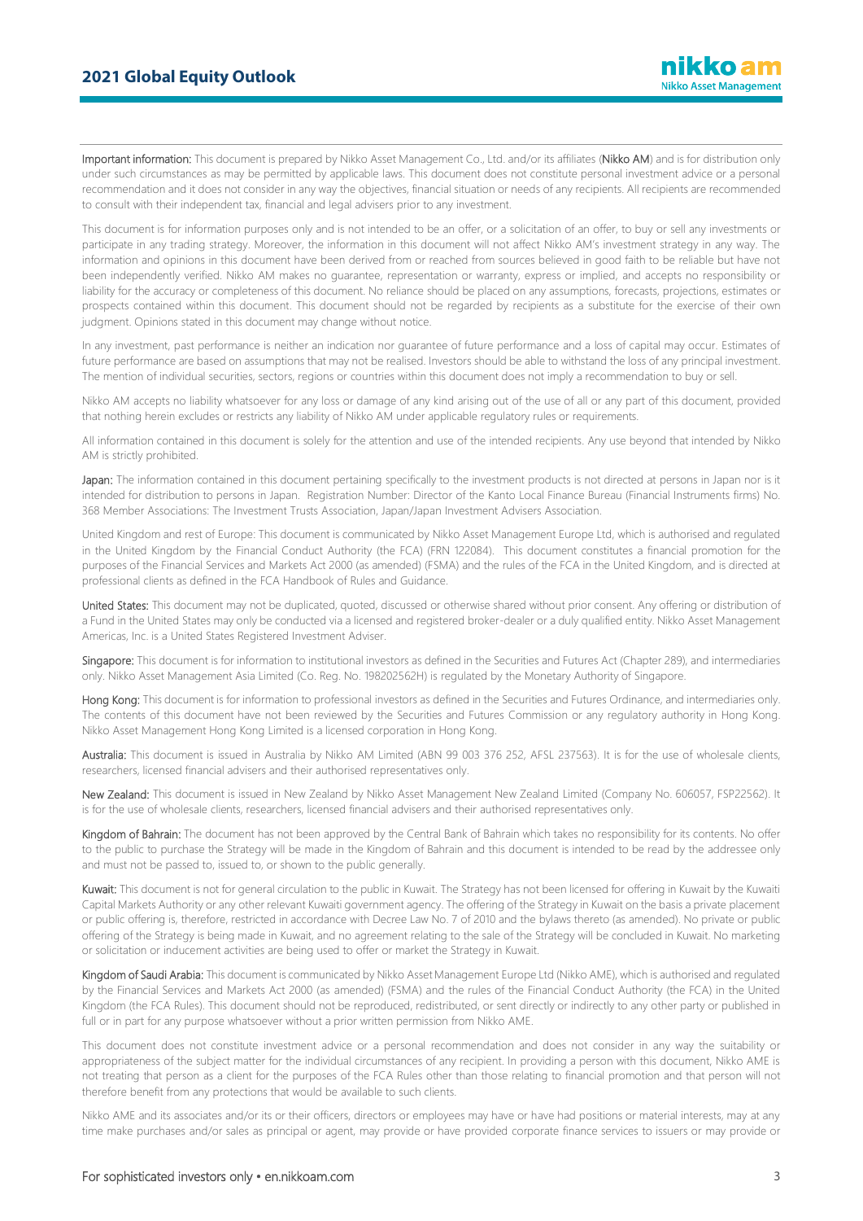**Important information:** This document is prepared by Nikko Asset Management Co., Ltd. and/or its affiliates (**Nikko AM**) and is for distribution only under such circumstances as may be permitted by applicable laws. This document does not constitute personal investment advice or a personal recommendation and it does not consider in any way the objectives, financial situation or needs of any recipients. All recipients are recommended to consult with their independent tax, financial and legal advisers prior to any investment.

This document is for information purposes only and is not intended to be an offer, or a solicitation of an offer, to buy or sell any investments or participate in any trading strategy. Moreover, the information in this document will not affect Nikko AM's investment strategy in any way. The information and opinions in this document have been derived from or reached from sources believed in good faith to be reliable but have not been independently verified. Nikko AM makes no guarantee, representation or warranty, express or implied, and accepts no responsibility or liability for the accuracy or completeness of this document. No reliance should be placed on any assumptions, forecasts, projections, estimates or prospects contained within this document. This document should not be regarded by recipients as a substitute for the exercise of their own judgment. Opinions stated in this document may change without notice.

In any investment, past performance is neither an indication nor guarantee of future performance and a loss of capital may occur. Estimates of future performance are based on assumptions that may not be realised. Investors should be able to withstand the loss of any principal investment. The mention of individual securities, sectors, regions or countries within this document does not imply a recommendation to buy or sell.

Nikko AM accepts no liability whatsoever for any loss or damage of any kind arising out of the use of all or any part of this document, provided that nothing herein excludes or restricts any liability of Nikko AM under applicable regulatory rules or requirements.

All information contained in this document is solely for the attention and use of the intended recipients. Any use beyond that intended by Nikko AM is strictly prohibited.

**Japan:** The information contained in this document pertaining specifically to the investment products is not directed at persons in Japan nor is it intended for distribution to persons in Japan. Registration Number: Director of the Kanto Local Finance Bureau (Financial Instruments firms) No. 368 Member Associations: The Investment Trusts Association, Japan/Japan Investment Advisers Association.

United Kingdom and rest of Europe: This document is communicated by Nikko Asset Management Europe Ltd, which is authorised and regulated in the United Kingdom by the Financial Conduct Authority (the FCA) (FRN 122084). This document constitutes a financial promotion for the purposes of the Financial Services and Markets Act 2000 (as amended) (FSMA) and the rules of the FCA in the United Kingdom, and is directed at professional clients as defined in the FCA Handbook of Rules and Guidance.

**United States:** This document may not be duplicated, quoted, discussed or otherwise shared without prior consent. Any offering or distribution of a Fund in the United States may only be conducted via a licensed and registered broker-dealer or a duly qualified entity. Nikko Asset Management Americas, Inc. is a United States Registered Investment Adviser.

**Singapore:** This document is for information to institutional investors as defined in the Securities and Futures Act (Chapter 289), and intermediaries only. Nikko Asset Management Asia Limited (Co. Reg. No. 198202562H) is regulated by the Monetary Authority of Singapore.

**Hong Kong:** This document is for information to professional investors as defined in the Securities and Futures Ordinance, and intermediaries only. The contents of this document have not been reviewed by the Securities and Futures Commission or any regulatory authority in Hong Kong. Nikko Asset Management Hong Kong Limited is a licensed corporation in Hong Kong.

**Australia:** This document is issued in Australia by Nikko AM Limited (ABN 99 003 376 252, AFSL 237563). It is for the use of wholesale clients, researchers, licensed financial advisers and their authorised representatives only.

**New Zealand:** This document is issued in New Zealand by Nikko Asset Management New Zealand Limited (Company No. 606057, FSP22562). It is for the use of wholesale clients, researchers, licensed financial advisers and their authorised representatives only.

**Kingdom of Bahrain:** The document has not been approved by the Central Bank of Bahrain which takes no responsibility for its contents. No offer to the public to purchase the Strategy will be made in the Kingdom of Bahrain and this document is intended to be read by the addressee only and must not be passed to, issued to, or shown to the public generally.

**Kuwait:** This document is not for general circulation to the public in Kuwait. The Strategy has not been licensed for offering in Kuwait by the Kuwaiti Capital Markets Authority or any other relevant Kuwaiti government agency. The offering of the Strategy in Kuwait on the basis a private placement or public offering is, therefore, restricted in accordance with Decree Law No. 7 of 2010 and the bylaws thereto (as amended). No private or public offering of the Strategy is being made in Kuwait, and no agreement relating to the sale of the Strategy will be concluded in Kuwait. No marketing or solicitation or inducement activities are being used to offer or market the Strategy in Kuwait.

**Kingdom of Saudi Arabia:** This document is communicated by Nikko Asset Management Europe Ltd (Nikko AME), which is authorised and regulated by the Financial Services and Markets Act 2000 (as amended) (FSMA) and the rules of the Financial Conduct Authority (the FCA) in the United Kingdom (the FCA Rules). This document should not be reproduced, redistributed, or sent directly or indirectly to any other party or published in full or in part for any purpose whatsoever without a prior written permission from Nikko AME.

This document does not constitute investment advice or a personal recommendation and does not consider in any way the suitability or appropriateness of the subject matter for the individual circumstances of any recipient. In providing a person with this document, Nikko AME is not treating that person as a client for the purposes of the FCA Rules other than those relating to financial promotion and that person will not therefore benefit from any protections that would be available to such clients.

Nikko AME and its associates and/or its or their officers, directors or employees may have or have had positions or material interests, may at any time make purchases and/or sales as principal or agent, may provide or have provided corporate finance services to issuers or may provide or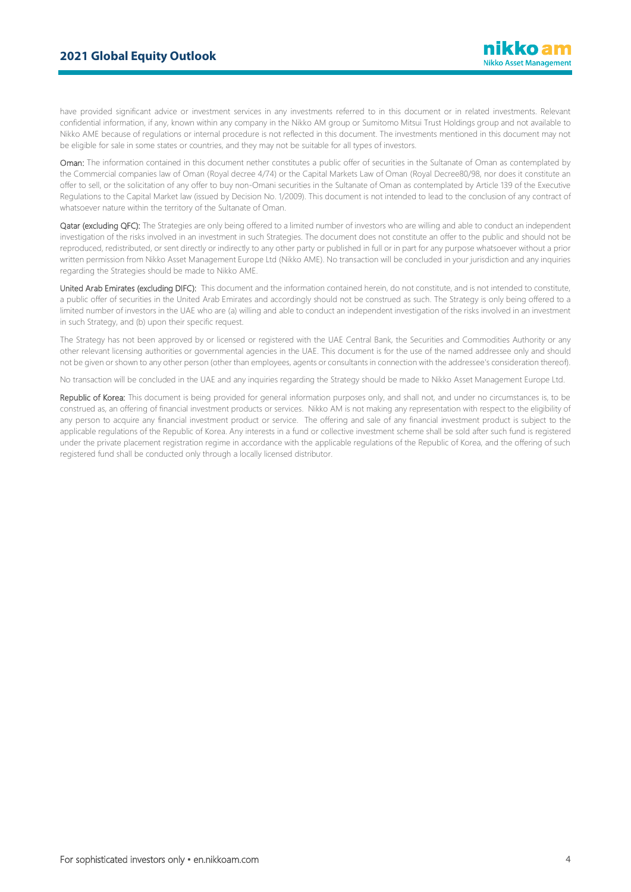have provided significant advice or investment services in any investments referred to in this document or in related investments. Relevant confidential information, if any, known within any company in the Nikko AM group or Sumitomo Mitsui Trust Holdings group and not available to Nikko AME because of regulations or internal procedure is not reflected in this document. The investments mentioned in this document may not be eligible for sale in some states or countries, and they may not be suitable for all types of investors.

**Oman:** The information contained in this document nether constitutes a public offer of securities in the Sultanate of Oman as contemplated by the Commercial companies law of Oman (Royal decree 4/74) or the Capital Markets Law of Oman (Royal Decree80/98, nor does it constitute an offer to sell, or the solicitation of any offer to buy non-Omani securities in the Sultanate of Oman as contemplated by Article 139 of the Executive Regulations to the Capital Market law (issued by Decision No. 1/2009). This document is not intended to lead to the conclusion of any contract of whatsoever nature within the territory of the Sultanate of Oman.

**Qatar (excluding QFC):** The Strategies are only being offered to a limited number of investors who are willing and able to conduct an independent investigation of the risks involved in an investment in such Strategies. The document does not constitute an offer to the public and should not be reproduced, redistributed, or sent directly or indirectly to any other party or published in full or in part for any purpose whatsoever without a prior written permission from Nikko Asset Management Europe Ltd (Nikko AME). No transaction will be concluded in your jurisdiction and any inquiries regarding the Strategies should be made to Nikko AME.

**United Arab Emirates (excluding DIFC):** This document and the information contained herein, do not constitute, and is not intended to constitute, a public offer of securities in the United Arab Emirates and accordingly should not be construed as such. The Strategy is only being offered to a limited number of investors in the UAE who are (a) willing and able to conduct an independent investigation of the risks involved in an investment in such Strategy, and (b) upon their specific request.

The Strategy has not been approved by or licensed or registered with the UAE Central Bank, the Securities and Commodities Authority or any other relevant licensing authorities or governmental agencies in the UAE. This document is for the use of the named addressee only and should not be given or shown to any other person (other than employees, agents or consultants in connection with the addressee's consideration thereof).

No transaction will be concluded in the UAE and any inquiries regarding the Strategy should be made to Nikko Asset Management Europe Ltd.

**Republic of Korea:** This document is being provided for general information purposes only, and shall not, and under no circumstances is, to be construed as, an offering of financial investment products or services. Nikko AM is not making any representation with respect to the eligibility of any person to acquire any financial investment product or service. The offering and sale of any financial investment product is subject to the applicable regulations of the Republic of Korea. Any interests in a fund or collective investment scheme shall be sold after such fund is registered under the private placement registration regime in accordance with the applicable regulations of the Republic of Korea, and the offering of such registered fund shall be conducted only through a locally licensed distributor.